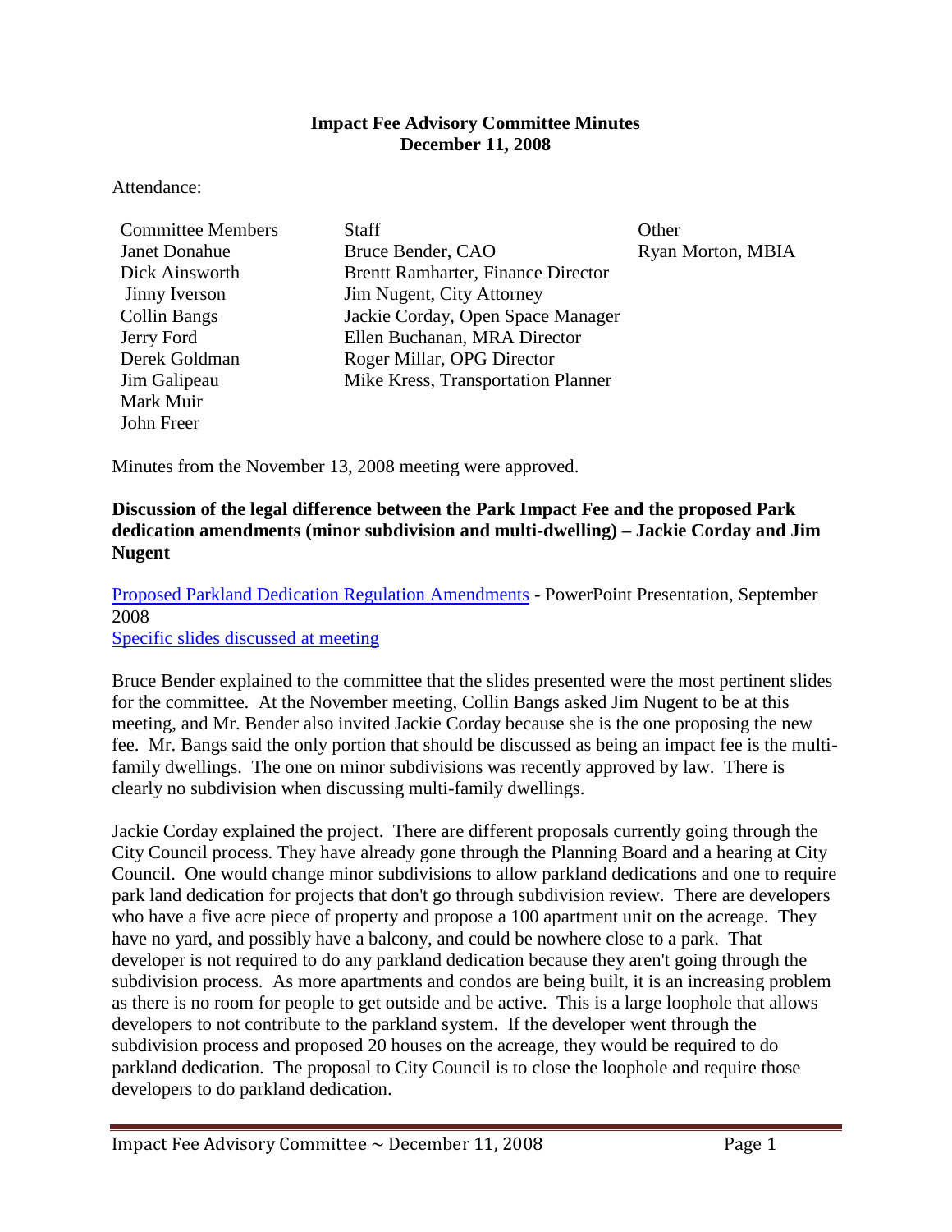**Impact Fee Advisory Committee Minutes**
**December 11, 2008**

Attendance:

| Committee Members | Staff | Other |
|---|---|---|
| Janet Donahue | Bruce Bender, CAO | Ryan Morton, MBIA |
| Dick Ainsworth | Brentt Ramharter, Finance Director | |
| Jinny Iverson | Jim Nugent, City Attorney | |
| Collin Bangs | Jackie Corday, Open Space Manager | |
| Jerry Ford | Ellen Buchanan, MRA Director | |
| Derek Goldman | Roger Millar, OPG Director | |
| Jim Galipeau | Mike Kress, Transportation Planner | |
| Mark Muir | | |
| John Freer | | |

Minutes from the November 13, 2008 meeting were approved.

**Discussion of the legal difference between the Park Impact Fee and the proposed Park dedication amendments (minor subdivision and multi-dwelling) – Jackie Corday and Jim Nugent**

Proposed Parkland Dedication Regulation Amendments - PowerPoint Presentation, September 2008
Specific slides discussed at meeting

Bruce Bender explained to the committee that the slides presented were the most pertinent slides for the committee. At the November meeting, Collin Bangs asked Jim Nugent to be at this meeting, and Mr. Bender also invited Jackie Corday because she is the one proposing the new fee. Mr. Bangs said the only portion that should be discussed as being an impact fee is the multi-family dwellings. The one on minor subdivisions was recently approved by law. There is clearly no subdivision when discussing multi-family dwellings.

Jackie Corday explained the project. There are different proposals currently going through the City Council process. They have already gone through the Planning Board and a hearing at City Council. One would change minor subdivisions to allow parkland dedications and one to require park land dedication for projects that don't go through subdivision review. There are developers who have a five acre piece of property and propose a 100 apartment unit on the acreage. They have no yard, and possibly have a balcony, and could be nowhere close to a park. That developer is not required to do any parkland dedication because they aren't going through the subdivision process. As more apartments and condos are being built, it is an increasing problem as there is no room for people to get outside and be active. This is a large loophole that allows developers to not contribute to the parkland system. If the developer went through the subdivision process and proposed 20 houses on the acreage, they would be required to do parkland dedication. The proposal to City Council is to close the loophole and require those developers to do parkland dedication.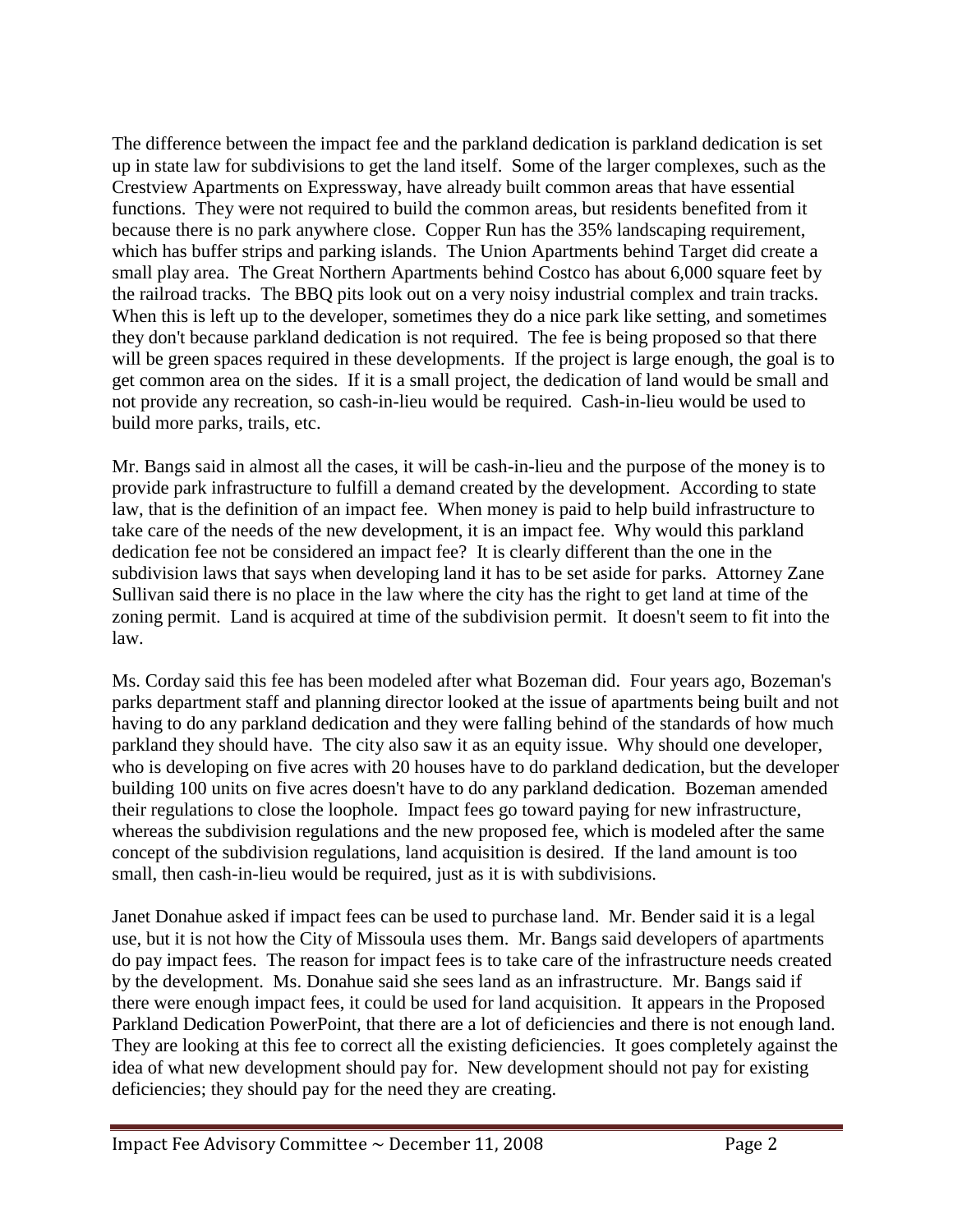The difference between the impact fee and the parkland dedication is parkland dedication is set up in state law for subdivisions to get the land itself. Some of the larger complexes, such as the Crestview Apartments on Expressway, have already built common areas that have essential functions. They were not required to build the common areas, but residents benefited from it because there is no park anywhere close. Copper Run has the 35% landscaping requirement, which has buffer strips and parking islands. The Union Apartments behind Target did create a small play area. The Great Northern Apartments behind Costco has about 6,000 square feet by the railroad tracks. The BBQ pits look out on a very noisy industrial complex and train tracks. When this is left up to the developer, sometimes they do a nice park like setting, and sometimes they don't because parkland dedication is not required. The fee is being proposed so that there will be green spaces required in these developments. If the project is large enough, the goal is to get common area on the sides. If it is a small project, the dedication of land would be small and not provide any recreation, so cash-in-lieu would be required. Cash-in-lieu would be used to build more parks, trails, etc.

Mr. Bangs said in almost all the cases, it will be cash-in-lieu and the purpose of the money is to provide park infrastructure to fulfill a demand created by the development. According to state law, that is the definition of an impact fee. When money is paid to help build infrastructure to take care of the needs of the new development, it is an impact fee. Why would this parkland dedication fee not be considered an impact fee? It is clearly different than the one in the subdivision laws that says when developing land it has to be set aside for parks. Attorney Zane Sullivan said there is no place in the law where the city has the right to get land at time of the zoning permit. Land is acquired at time of the subdivision permit. It doesn't seem to fit into the law.

Ms. Corday said this fee has been modeled after what Bozeman did. Four years ago, Bozeman's parks department staff and planning director looked at the issue of apartments being built and not having to do any parkland dedication and they were falling behind of the standards of how much parkland they should have. The city also saw it as an equity issue. Why should one developer, who is developing on five acres with 20 houses have to do parkland dedication, but the developer building 100 units on five acres doesn't have to do any parkland dedication. Bozeman amended their regulations to close the loophole. Impact fees go toward paying for new infrastructure, whereas the subdivision regulations and the new proposed fee, which is modeled after the same concept of the subdivision regulations, land acquisition is desired. If the land amount is too small, then cash-in-lieu would be required, just as it is with subdivisions.

Janet Donahue asked if impact fees can be used to purchase land. Mr. Bender said it is a legal use, but it is not how the City of Missoula uses them. Mr. Bangs said developers of apartments do pay impact fees. The reason for impact fees is to take care of the infrastructure needs created by the development. Ms. Donahue said she sees land as an infrastructure. Mr. Bangs said if there were enough impact fees, it could be used for land acquisition. It appears in the Proposed Parkland Dedication PowerPoint, that there are a lot of deficiencies and there is not enough land. They are looking at this fee to correct all the existing deficiencies. It goes completely against the idea of what new development should pay for. New development should not pay for existing deficiencies; they should pay for the need they are creating.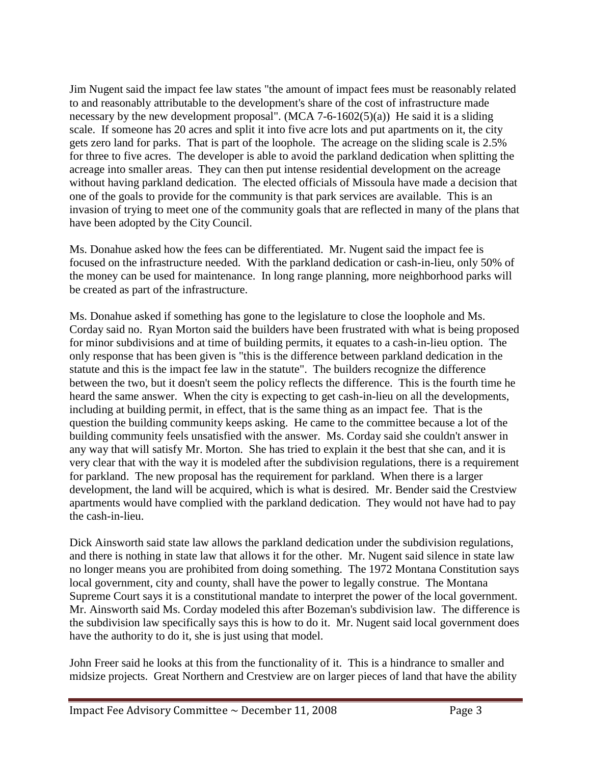Jim Nugent said the impact fee law states "the amount of impact fees must be reasonably related to and reasonably attributable to the development's share of the cost of infrastructure made necessary by the new development proposal". (MCA 7-6-1602(5)(a)) He said it is a sliding scale. If someone has 20 acres and split it into five acre lots and put apartments on it, the city gets zero land for parks. That is part of the loophole. The acreage on the sliding scale is 2.5% for three to five acres. The developer is able to avoid the parkland dedication when splitting the acreage into smaller areas. They can then put intense residential development on the acreage without having parkland dedication. The elected officials of Missoula have made a decision that one of the goals to provide for the community is that park services are available. This is an invasion of trying to meet one of the community goals that are reflected in many of the plans that have been adopted by the City Council.

Ms. Donahue asked how the fees can be differentiated. Mr. Nugent said the impact fee is focused on the infrastructure needed. With the parkland dedication or cash-in-lieu, only 50% of the money can be used for maintenance. In long range planning, more neighborhood parks will be created as part of the infrastructure.

Ms. Donahue asked if something has gone to the legislature to close the loophole and Ms. Corday said no. Ryan Morton said the builders have been frustrated with what is being proposed for minor subdivisions and at time of building permits, it equates to a cash-in-lieu option. The only response that has been given is "this is the difference between parkland dedication in the statute and this is the impact fee law in the statute". The builders recognize the difference between the two, but it doesn't seem the policy reflects the difference. This is the fourth time he heard the same answer. When the city is expecting to get cash-in-lieu on all the developments, including at building permit, in effect, that is the same thing as an impact fee. That is the question the building community keeps asking. He came to the committee because a lot of the building community feels unsatisfied with the answer. Ms. Corday said she couldn't answer in any way that will satisfy Mr. Morton. She has tried to explain it the best that she can, and it is very clear that with the way it is modeled after the subdivision regulations, there is a requirement for parkland. The new proposal has the requirement for parkland. When there is a larger development, the land will be acquired, which is what is desired. Mr. Bender said the Crestview apartments would have complied with the parkland dedication. They would not have had to pay the cash-in-lieu.

Dick Ainsworth said state law allows the parkland dedication under the subdivision regulations, and there is nothing in state law that allows it for the other. Mr. Nugent said silence in state law no longer means you are prohibited from doing something. The 1972 Montana Constitution says local government, city and county, shall have the power to legally construe. The Montana Supreme Court says it is a constitutional mandate to interpret the power of the local government. Mr. Ainsworth said Ms. Corday modeled this after Bozeman's subdivision law. The difference is the subdivision law specifically says this is how to do it. Mr. Nugent said local government does have the authority to do it, she is just using that model.

John Freer said he looks at this from the functionality of it. This is a hindrance to smaller and midsize projects. Great Northern and Crestview are on larger pieces of land that have the ability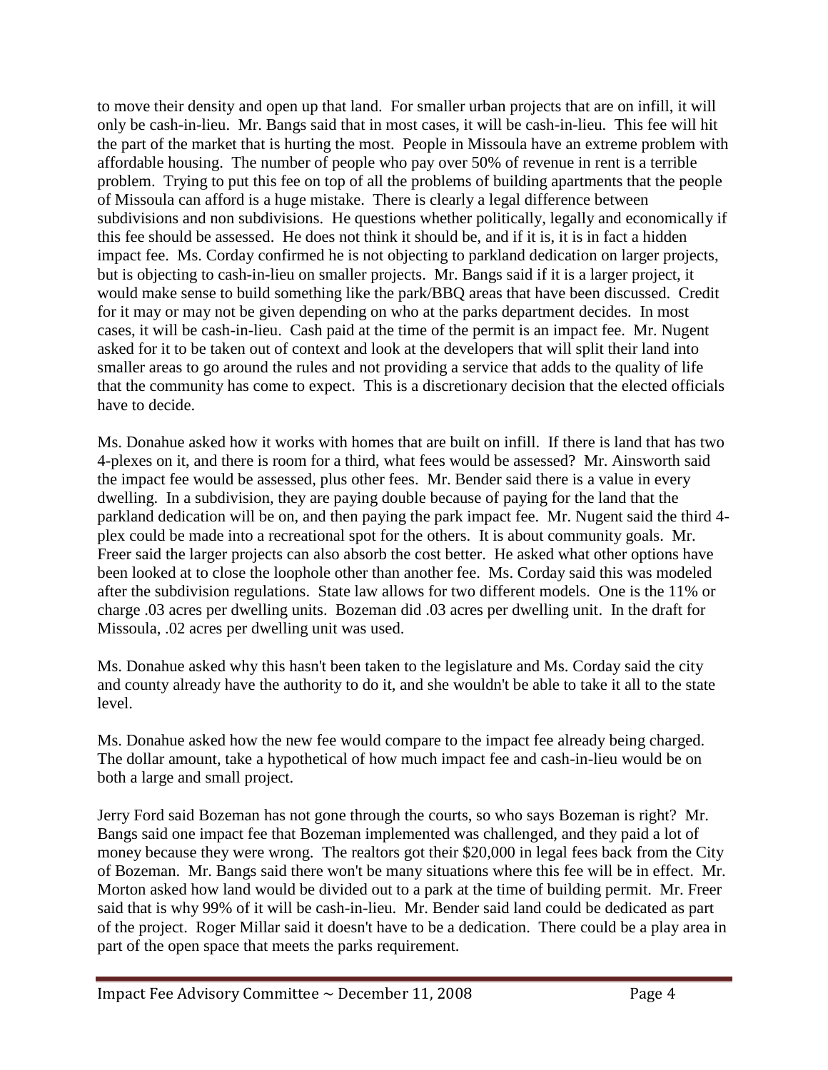to move their density and open up that land. For smaller urban projects that are on infill, it will only be cash-in-lieu. Mr. Bangs said that in most cases, it will be cash-in-lieu. This fee will hit the part of the market that is hurting the most. People in Missoula have an extreme problem with affordable housing. The number of people who pay over 50% of revenue in rent is a terrible problem. Trying to put this fee on top of all the problems of building apartments that the people of Missoula can afford is a huge mistake. There is clearly a legal difference between subdivisions and non subdivisions. He questions whether politically, legally and economically if this fee should be assessed. He does not think it should be, and if it is, it is in fact a hidden impact fee. Ms. Corday confirmed he is not objecting to parkland dedication on larger projects, but is objecting to cash-in-lieu on smaller projects. Mr. Bangs said if it is a larger project, it would make sense to build something like the park/BBQ areas that have been discussed. Credit for it may or may not be given depending on who at the parks department decides. In most cases, it will be cash-in-lieu. Cash paid at the time of the permit is an impact fee. Mr. Nugent asked for it to be taken out of context and look at the developers that will split their land into smaller areas to go around the rules and not providing a service that adds to the quality of life that the community has come to expect. This is a discretionary decision that the elected officials have to decide.

Ms. Donahue asked how it works with homes that are built on infill. If there is land that has two 4-plexes on it, and there is room for a third, what fees would be assessed? Mr. Ainsworth said the impact fee would be assessed, plus other fees. Mr. Bender said there is a value in every dwelling. In a subdivision, they are paying double because of paying for the land that the parkland dedication will be on, and then paying the park impact fee. Mr. Nugent said the third 4-plex could be made into a recreational spot for the others. It is about community goals. Mr. Freer said the larger projects can also absorb the cost better. He asked what other options have been looked at to close the loophole other than another fee. Ms. Corday said this was modeled after the subdivision regulations. State law allows for two different models. One is the 11% or charge .03 acres per dwelling units. Bozeman did .03 acres per dwelling unit. In the draft for Missoula, .02 acres per dwelling unit was used.

Ms. Donahue asked why this hasn't been taken to the legislature and Ms. Corday said the city and county already have the authority to do it, and she wouldn't be able to take it all to the state level.

Ms. Donahue asked how the new fee would compare to the impact fee already being charged. The dollar amount, take a hypothetical of how much impact fee and cash-in-lieu would be on both a large and small project.

Jerry Ford said Bozeman has not gone through the courts, so who says Bozeman is right? Mr. Bangs said one impact fee that Bozeman implemented was challenged, and they paid a lot of money because they were wrong. The realtors got their $20,000 in legal fees back from the City of Bozeman. Mr. Bangs said there won't be many situations where this fee will be in effect. Mr. Morton asked how land would be divided out to a park at the time of building permit. Mr. Freer said that is why 99% of it will be cash-in-lieu. Mr. Bender said land could be dedicated as part of the project. Roger Millar said it doesn't have to be a dedication. There could be a play area in part of the open space that meets the parks requirement.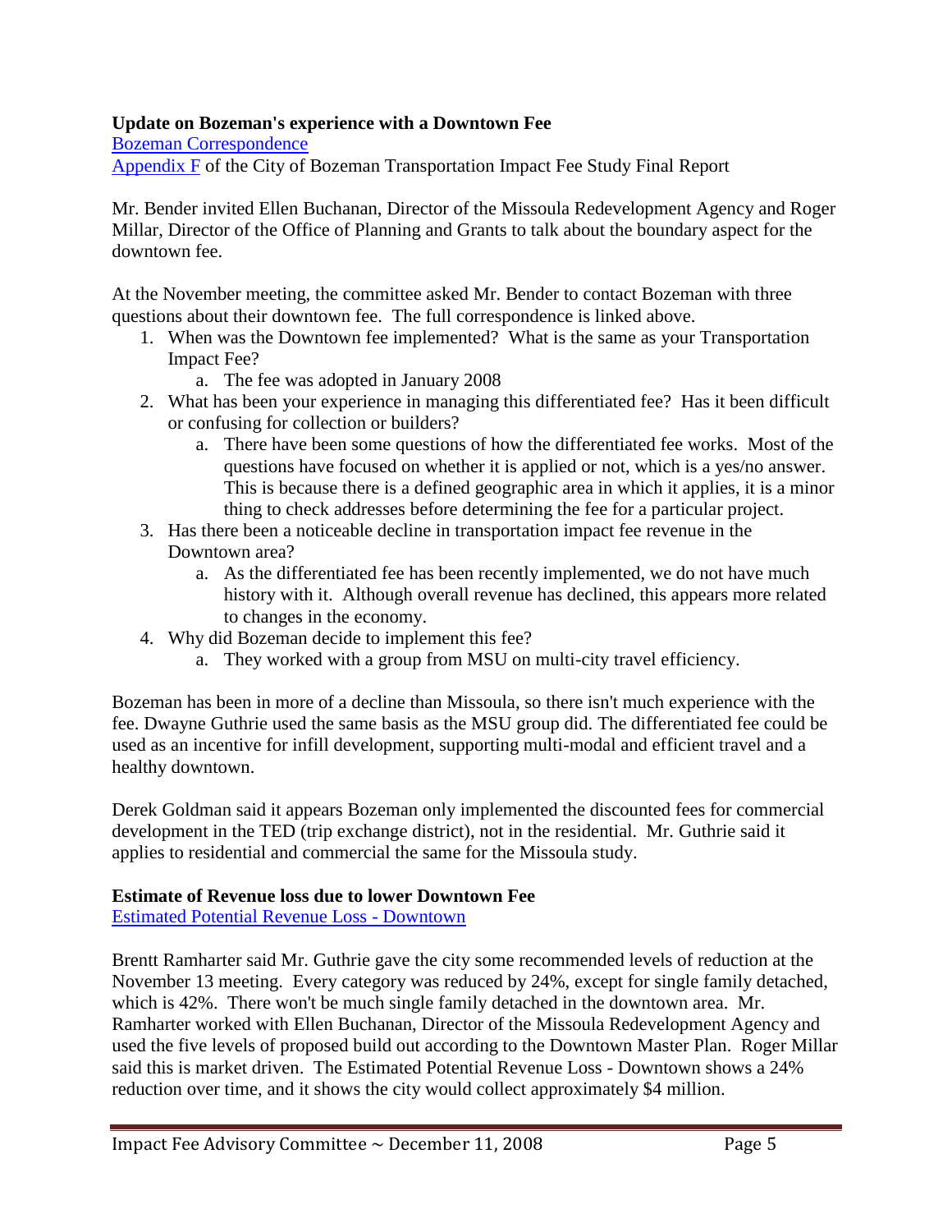**Update on Bozeman's experience with a Downtown Fee**

Bozeman Correspondence

Appendix F of the City of Bozeman Transportation Impact Fee Study Final Report

Mr. Bender invited Ellen Buchanan, Director of the Missoula Redevelopment Agency and Roger Millar, Director of the Office of Planning and Grants to talk about the boundary aspect for the downtown fee.

At the November meeting, the committee asked Mr. Bender to contact Bozeman with three questions about their downtown fee. The full correspondence is linked above.

1. When was the Downtown fee implemented? What is the same as your Transportation Impact Fee?
   a. The fee was adopted in January 2008
2. What has been your experience in managing this differentiated fee? Has it been difficult or confusing for collection or builders?
   a. There have been some questions of how the differentiated fee works. Most of the questions have focused on whether it is applied or not, which is a yes/no answer. This is because there is a defined geographic area in which it applies, it is a minor thing to check addresses before determining the fee for a particular project.
3. Has there been a noticeable decline in transportation impact fee revenue in the Downtown area?
   a. As the differentiated fee has been recently implemented, we do not have much history with it. Although overall revenue has declined, this appears more related to changes in the economy.
4. Why did Bozeman decide to implement this fee?
   a. They worked with a group from MSU on multi-city travel efficiency.

Bozeman has been in more of a decline than Missoula, so there isn't much experience with the fee. Dwayne Guthrie used the same basis as the MSU group did. The differentiated fee could be used as an incentive for infill development, supporting multi-modal and efficient travel and a healthy downtown.

Derek Goldman said it appears Bozeman only implemented the discounted fees for commercial development in the TED (trip exchange district), not in the residential. Mr. Guthrie said it applies to residential and commercial the same for the Missoula study.

**Estimate of Revenue loss due to lower Downtown Fee**

Estimated Potential Revenue Loss - Downtown

Brentt Ramharter said Mr. Guthrie gave the city some recommended levels of reduction at the November 13 meeting. Every category was reduced by 24%, except for single family detached, which is 42%. There won't be much single family detached in the downtown area. Mr. Ramharter worked with Ellen Buchanan, Director of the Missoula Redevelopment Agency and used the five levels of proposed build out according to the Downtown Master Plan. Roger Millar said this is market driven. The Estimated Potential Revenue Loss - Downtown shows a 24% reduction over time, and it shows the city would collect approximately $4 million.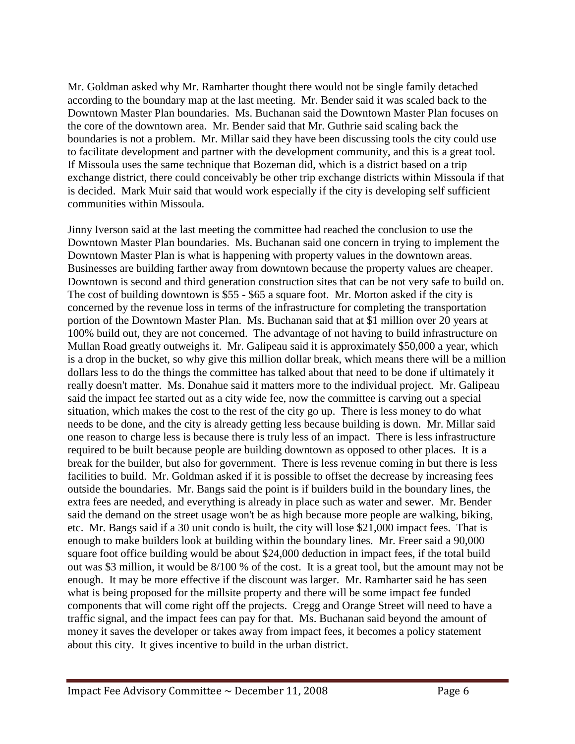Mr. Goldman asked why Mr. Ramharter thought there would not be single family detached according to the boundary map at the last meeting. Mr. Bender said it was scaled back to the Downtown Master Plan boundaries. Ms. Buchanan said the Downtown Master Plan focuses on the core of the downtown area. Mr. Bender said that Mr. Guthrie said scaling back the boundaries is not a problem. Mr. Millar said they have been discussing tools the city could use to facilitate development and partner with the development community, and this is a great tool. If Missoula uses the same technique that Bozeman did, which is a district based on a trip exchange district, there could conceivably be other trip exchange districts within Missoula if that is decided. Mark Muir said that would work especially if the city is developing self sufficient communities within Missoula.

Jinny Iverson said at the last meeting the committee had reached the conclusion to use the Downtown Master Plan boundaries. Ms. Buchanan said one concern in trying to implement the Downtown Master Plan is what is happening with property values in the downtown areas. Businesses are building farther away from downtown because the property values are cheaper. Downtown is second and third generation construction sites that can be not very safe to build on. The cost of building downtown is $55 - $65 a square foot. Mr. Morton asked if the city is concerned by the revenue loss in terms of the infrastructure for completing the transportation portion of the Downtown Master Plan. Ms. Buchanan said that at $1 million over 20 years at 100% build out, they are not concerned. The advantage of not having to build infrastructure on Mullan Road greatly outweighs it. Mr. Galipeau said it is approximately $50,000 a year, which is a drop in the bucket, so why give this million dollar break, which means there will be a million dollars less to do the things the committee has talked about that need to be done if ultimately it really doesn't matter. Ms. Donahue said it matters more to the individual project. Mr. Galipeau said the impact fee started out as a city wide fee, now the committee is carving out a special situation, which makes the cost to the rest of the city go up. There is less money to do what needs to be done, and the city is already getting less because building is down. Mr. Millar said one reason to charge less is because there is truly less of an impact. There is less infrastructure required to be built because people are building downtown as opposed to other places. It is a break for the builder, but also for government. There is less revenue coming in but there is less facilities to build. Mr. Goldman asked if it is possible to offset the decrease by increasing fees outside the boundaries. Mr. Bangs said the point is if builders build in the boundary lines, the extra fees are needed, and everything is already in place such as water and sewer. Mr. Bender said the demand on the street usage won't be as high because more people are walking, biking, etc. Mr. Bangs said if a 30 unit condo is built, the city will lose $21,000 impact fees. That is enough to make builders look at building within the boundary lines. Mr. Freer said a 90,000 square foot office building would be about $24,000 deduction in impact fees, if the total build out was $3 million, it would be 8/100 % of the cost. It is a great tool, but the amount may not be enough. It may be more effective if the discount was larger. Mr. Ramharter said he has seen what is being proposed for the millsite property and there will be some impact fee funded components that will come right off the projects. Cregg and Orange Street will need to have a traffic signal, and the impact fees can pay for that. Ms. Buchanan said beyond the amount of money it saves the developer or takes away from impact fees, it becomes a policy statement about this city. It gives incentive to build in the urban district.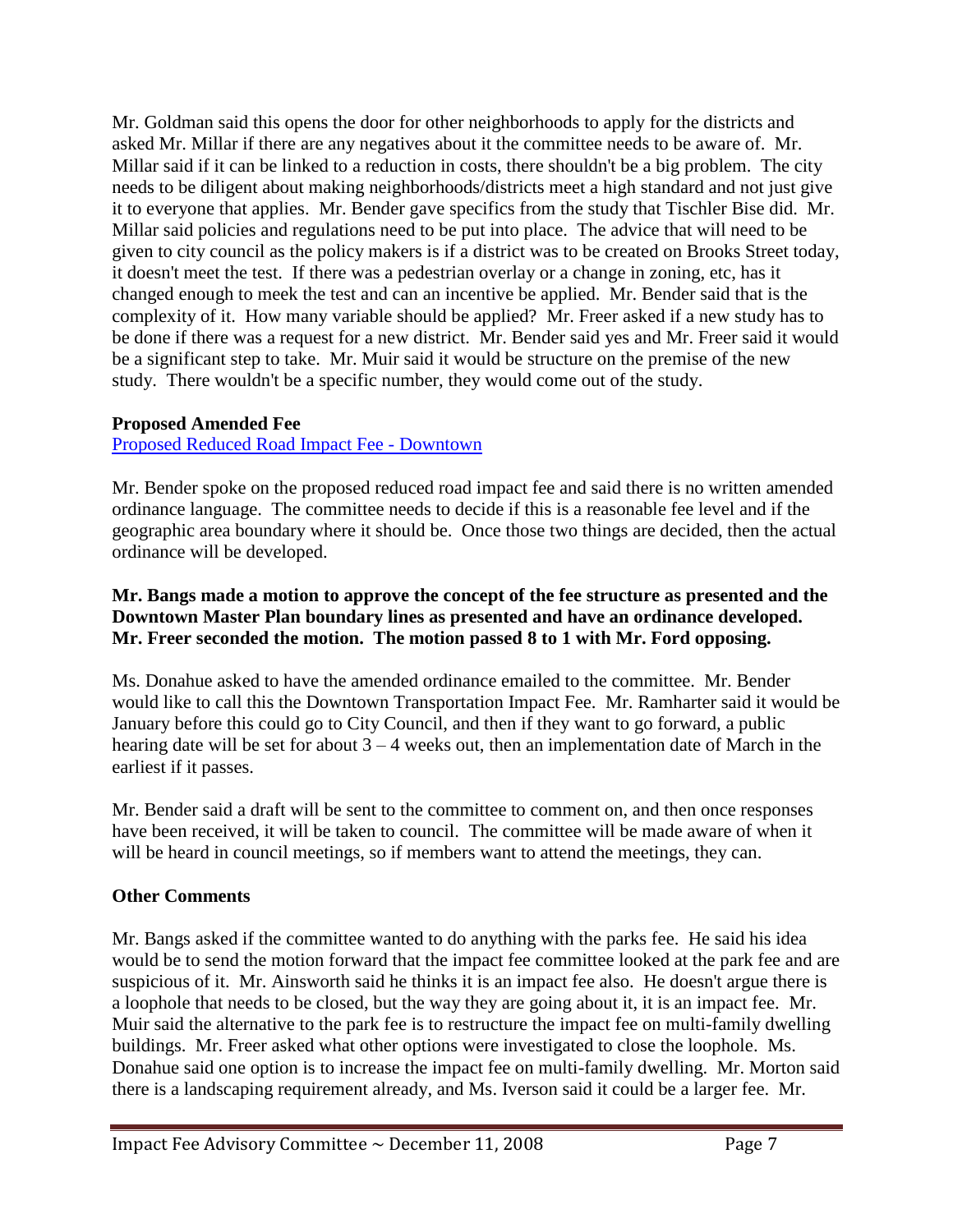Mr. Goldman said this opens the door for other neighborhoods to apply for the districts and asked Mr. Millar if there are any negatives about it the committee needs to be aware of. Mr. Millar said if it can be linked to a reduction in costs, there shouldn't be a big problem. The city needs to be diligent about making neighborhoods/districts meet a high standard and not just give it to everyone that applies. Mr. Bender gave specifics from the study that Tischler Bise did. Mr. Millar said policies and regulations need to be put into place. The advice that will need to be given to city council as the policy makers is if a district was to be created on Brooks Street today, it doesn't meet the test. If there was a pedestrian overlay or a change in zoning, etc, has it changed enough to meek the test and can an incentive be applied. Mr. Bender said that is the complexity of it. How many variable should be applied? Mr. Freer asked if a new study has to be done if there was a request for a new district. Mr. Bender said yes and Mr. Freer said it would be a significant step to take. Mr. Muir said it would be structure on the premise of the new study. There wouldn't be a specific number, they would come out of the study.

**Proposed Amended Fee**

Proposed Reduced Road Impact Fee - Downtown

Mr. Bender spoke on the proposed reduced road impact fee and said there is no written amended ordinance language. The committee needs to decide if this is a reasonable fee level and if the geographic area boundary where it should be. Once those two things are decided, then the actual ordinance will be developed.

**Mr. Bangs made a motion to approve the concept of the fee structure as presented and the Downtown Master Plan boundary lines as presented and have an ordinance developed. Mr. Freer seconded the motion. The motion passed 8 to 1 with Mr. Ford opposing.**

Ms. Donahue asked to have the amended ordinance emailed to the committee. Mr. Bender would like to call this the Downtown Transportation Impact Fee. Mr. Ramharter said it would be January before this could go to City Council, and then if they want to go forward, a public hearing date will be set for about 3 – 4 weeks out, then an implementation date of March in the earliest if it passes.

Mr. Bender said a draft will be sent to the committee to comment on, and then once responses have been received, it will be taken to council. The committee will be made aware of when it will be heard in council meetings, so if members want to attend the meetings, they can.

**Other Comments**

Mr. Bangs asked if the committee wanted to do anything with the parks fee. He said his idea would be to send the motion forward that the impact fee committee looked at the park fee and are suspicious of it. Mr. Ainsworth said he thinks it is an impact fee also. He doesn't argue there is a loophole that needs to be closed, but the way they are going about it, it is an impact fee. Mr. Muir said the alternative to the park fee is to restructure the impact fee on multi-family dwelling buildings. Mr. Freer asked what other options were investigated to close the loophole. Ms. Donahue said one option is to increase the impact fee on multi-family dwelling. Mr. Morton said there is a landscaping requirement already, and Ms. Iverson said it could be a larger fee. Mr.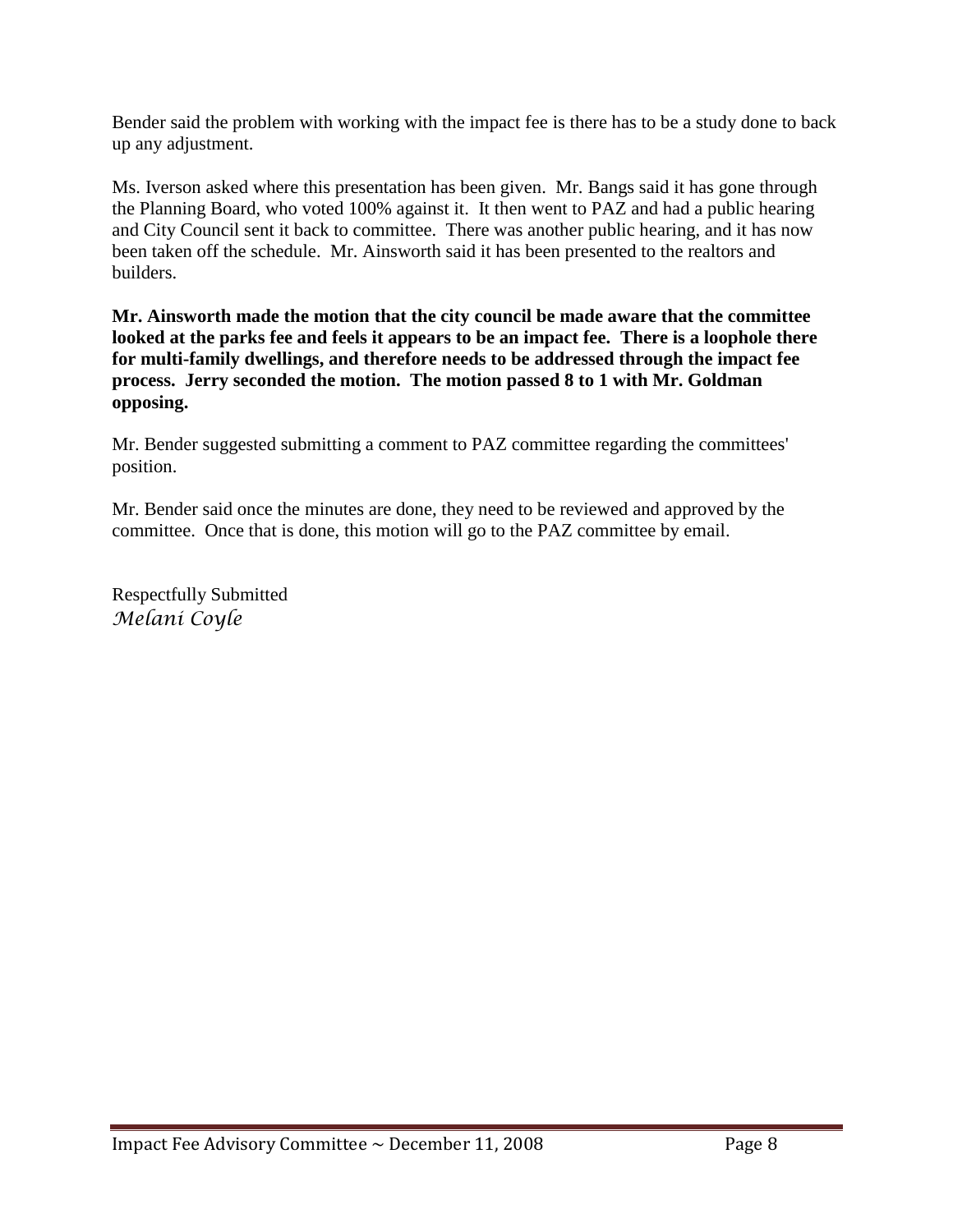Bender said the problem with working with the impact fee is there has to be a study done to back up any adjustment.

Ms. Iverson asked where this presentation has been given. Mr. Bangs said it has gone through the Planning Board, who voted 100% against it. It then went to PAZ and had a public hearing and City Council sent it back to committee. There was another public hearing, and it has now been taken off the schedule. Mr. Ainsworth said it has been presented to the realtors and builders.

**Mr. Ainsworth made the motion that the city council be made aware that the committee looked at the parks fee and feels it appears to be an impact fee. There is a loophole there for multi-family dwellings, and therefore needs to be addressed through the impact fee process. Jerry seconded the motion. The motion passed 8 to 1 with Mr. Goldman opposing.**

Mr. Bender suggested submitting a comment to PAZ committee regarding the committees' position.

Mr. Bender said once the minutes are done, they need to be reviewed and approved by the committee. Once that is done, this motion will go to the PAZ committee by email.

Respectfully Submitted
*Melani Coyle*